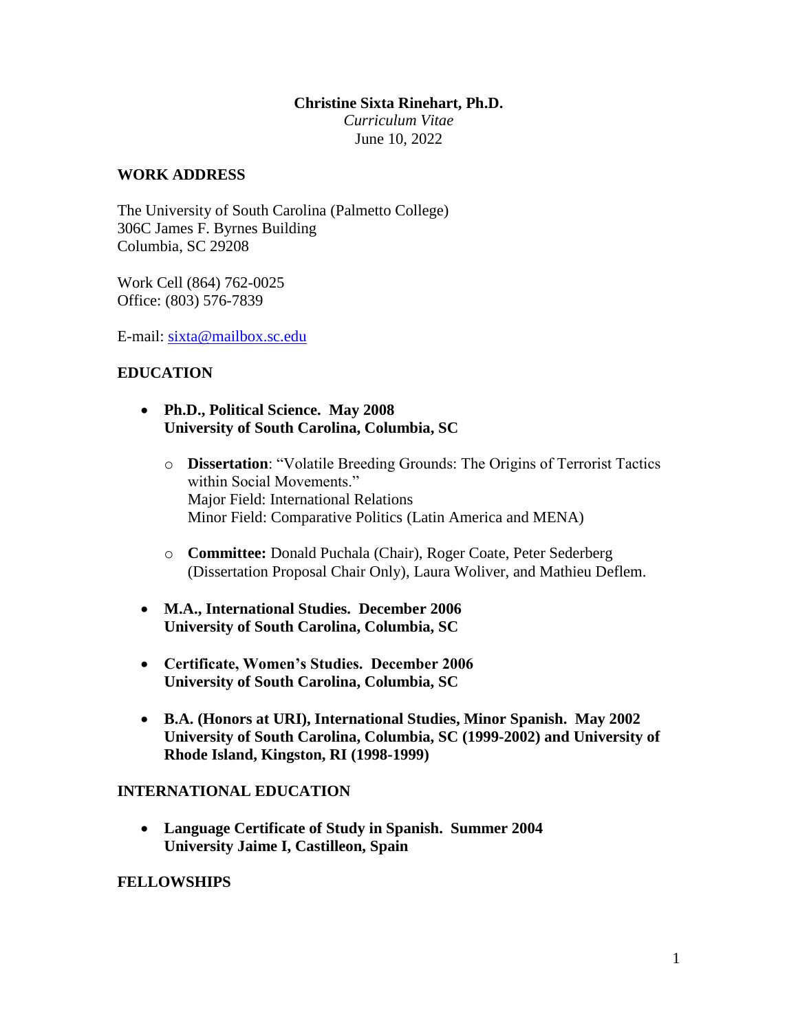**Christine Sixta Rinehart, Ph.D.**
*Curriculum Vitae*
June 10, 2022

## WORK ADDRESS

The University of South Carolina (Palmetto College)
306C James F. Byrnes Building
Columbia, SC 29208

Work Cell (864) 762-0025
Office: (803) 576-7839

E-mail: sixta@mailbox.sc.edu

## EDUCATION

- **Ph.D., Political Science. May 2008**
  **University of South Carolina, Columbia, SC**
  - **Dissertation**: "Volatile Breeding Grounds: The Origins of Terrorist Tactics within Social Movements."
    Major Field: International Relations
    Minor Field: Comparative Politics (Latin America and MENA)
  - **Committee:** Donald Puchala (Chair), Roger Coate, Peter Sederberg (Dissertation Proposal Chair Only), Laura Woliver, and Mathieu Deflem.
- **M.A., International Studies. December 2006**
  **University of South Carolina, Columbia, SC**
- **Certificate, Women's Studies. December 2006**
  **University of South Carolina, Columbia, SC**
- **B.A. (Honors at URI), International Studies, Minor Spanish. May 2002**
  **University of South Carolina, Columbia, SC (1999-2002) and University of Rhode Island, Kingston, RI (1998-1999)**

## INTERNATIONAL EDUCATION

- **Language Certificate of Study in Spanish. Summer 2004**
  **University Jaime I, Castilleon, Spain**

## FELLOWSHIPS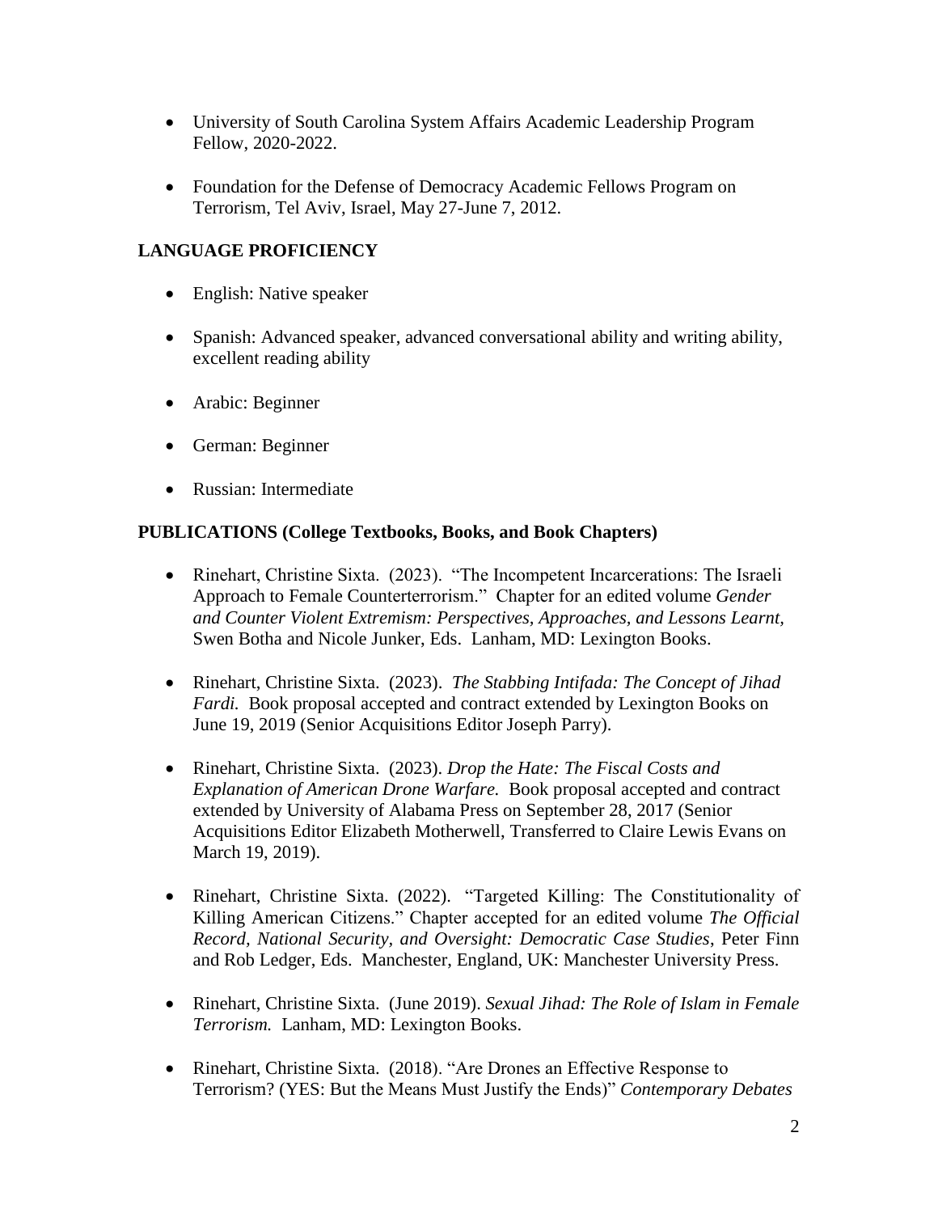- University of South Carolina System Affairs Academic Leadership Program Fellow, 2020-2022.

- Foundation for the Defense of Democracy Academic Fellows Program on Terrorism, Tel Aviv, Israel, May 27-June 7, 2012.

## LANGUAGE PROFICIENCY

- English: Native speaker

- Spanish: Advanced speaker, advanced conversational ability and writing ability, excellent reading ability

- Arabic: Beginner

- German: Beginner

- Russian: Intermediate

## PUBLICATIONS (College Textbooks, Books, and Book Chapters)

- Rinehart, Christine Sixta. (2023). "The Incompetent Incarcerations: The Israeli Approach to Female Counterterrorism." Chapter for an edited volume *Gender and Counter Violent Extremism: Perspectives, Approaches, and Lessons Learnt*, Swen Botha and Nicole Junker, Eds. Lanham, MD: Lexington Books.

- Rinehart, Christine Sixta. (2023). *The Stabbing Intifada: The Concept of Jihad Fardi.* Book proposal accepted and contract extended by Lexington Books on June 19, 2019 (Senior Acquisitions Editor Joseph Parry).

- Rinehart, Christine Sixta. (2023). *Drop the Hate: The Fiscal Costs and Explanation of American Drone Warfare.* Book proposal accepted and contract extended by University of Alabama Press on September 28, 2017 (Senior Acquisitions Editor Elizabeth Motherwell, Transferred to Claire Lewis Evans on March 19, 2019).

- Rinehart, Christine Sixta. (2022). "Targeted Killing: The Constitutionality of Killing American Citizens." Chapter accepted for an edited volume *The Official Record, National Security, and Oversight: Democratic Case Studies*, Peter Finn and Rob Ledger, Eds. Manchester, England, UK: Manchester University Press.

- Rinehart, Christine Sixta. (June 2019). *Sexual Jihad: The Role of Islam in Female Terrorism.* Lanham, MD: Lexington Books.

- Rinehart, Christine Sixta. (2018). "Are Drones an Effective Response to Terrorism? (YES: But the Means Must Justify the Ends)" *Contemporary Debates*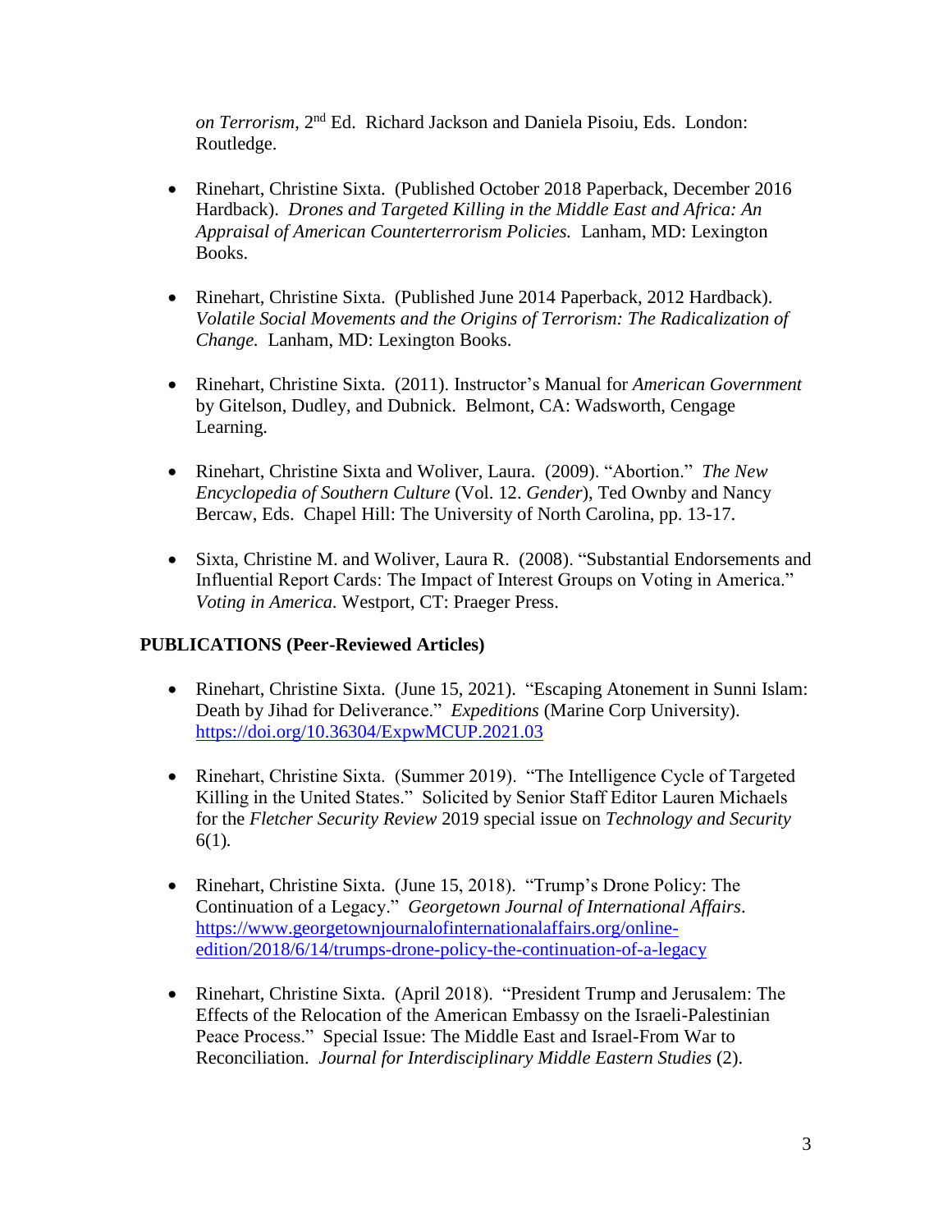*on Terrorism*, 2nd Ed. Richard Jackson and Daniela Pisoiu, Eds. London: Routledge.

- Rinehart, Christine Sixta. (Published October 2018 Paperback, December 2016 Hardback). *Drones and Targeted Killing in the Middle East and Africa: An Appraisal of American Counterterrorism Policies.* Lanham, MD: Lexington Books.

- Rinehart, Christine Sixta. (Published June 2014 Paperback, 2012 Hardback). *Volatile Social Movements and the Origins of Terrorism: The Radicalization of Change.* Lanham, MD: Lexington Books.

- Rinehart, Christine Sixta. (2011). Instructor's Manual for *American Government* by Gitelson, Dudley, and Dubnick. Belmont, CA: Wadsworth, Cengage Learning.

- Rinehart, Christine Sixta and Woliver, Laura. (2009). "Abortion." *The New Encyclopedia of Southern Culture* (Vol. 12. *Gender*), Ted Ownby and Nancy Bercaw, Eds. Chapel Hill: The University of North Carolina, pp. 13-17.

- Sixta, Christine M. and Woliver, Laura R. (2008). "Substantial Endorsements and Influential Report Cards: The Impact of Interest Groups on Voting in America." *Voting in America.* Westport, CT: Praeger Press.

**PUBLICATIONS (Peer-Reviewed Articles)**

- Rinehart, Christine Sixta. (June 15, 2021). "Escaping Atonement in Sunni Islam: Death by Jihad for Deliverance." *Expeditions* (Marine Corp University). https://doi.org/10.36304/ExpwMCUP.2021.03

- Rinehart, Christine Sixta. (Summer 2019). "The Intelligence Cycle of Targeted Killing in the United States." Solicited by Senior Staff Editor Lauren Michaels for the *Fletcher Security Review* 2019 special issue on *Technology and Security* 6(1).

- Rinehart, Christine Sixta. (June 15, 2018). "Trump's Drone Policy: The Continuation of a Legacy." *Georgetown Journal of International Affairs*. https://www.georgetownjournalofinternationalaffairs.org/online-edition/2018/6/14/trumps-drone-policy-the-continuation-of-a-legacy

- Rinehart, Christine Sixta. (April 2018). "President Trump and Jerusalem: The Effects of the Relocation of the American Embassy on the Israeli-Palestinian Peace Process." Special Issue: The Middle East and Israel-From War to Reconciliation. *Journal for Interdisciplinary Middle Eastern Studies* (2).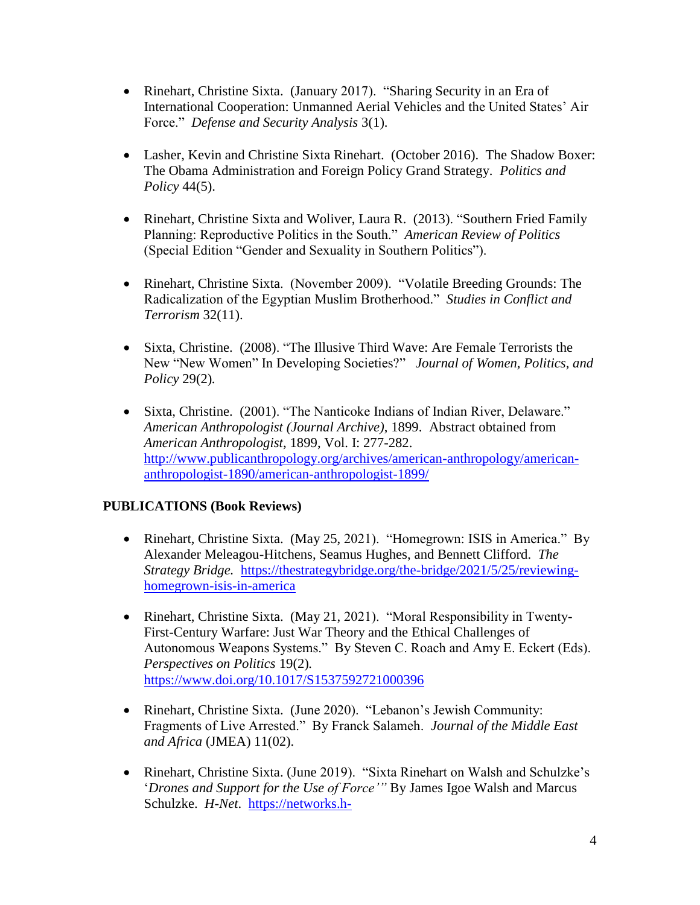- Rinehart, Christine Sixta. (January 2017). "Sharing Security in an Era of International Cooperation: Unmanned Aerial Vehicles and the United States' Air Force." *Defense and Security Analysis* 3(1).

- Lasher, Kevin and Christine Sixta Rinehart. (October 2016). The Shadow Boxer: The Obama Administration and Foreign Policy Grand Strategy. *Politics and Policy* 44(5).

- Rinehart, Christine Sixta and Woliver, Laura R. (2013). "Southern Fried Family Planning: Reproductive Politics in the South." *American Review of Politics* (Special Edition "Gender and Sexuality in Southern Politics").

- Rinehart, Christine Sixta. (November 2009). "Volatile Breeding Grounds: The Radicalization of the Egyptian Muslim Brotherhood." *Studies in Conflict and Terrorism* 32(11).

- Sixta, Christine. (2008). "The Illusive Third Wave: Are Female Terrorists the New "New Women" In Developing Societies?" *Journal of Women, Politics, and Policy* 29(2).

- Sixta, Christine. (2001). "The Nanticoke Indians of Indian River, Delaware." *American Anthropologist (Journal Archive)*, 1899. Abstract obtained from *American Anthropologist*, 1899, Vol. I: 277-282. [http://www.publicanthropology.org/archives/american-anthropology/american-anthropologist-1890/american-anthropologist-1899/](http://www.publicanthropology.org/archives/american-anthropology/american-anthropologist-1890/american-anthropologist-1899/)

## PUBLICATIONS (Book Reviews)

- Rinehart, Christine Sixta. (May 25, 2021). "Homegrown: ISIS in America." By Alexander Meleagou-Hitchens, Seamus Hughes, and Bennett Clifford. *The Strategy Bridge.* [https://thestrategybridge.org/the-bridge/2021/5/25/reviewing-homegrown-isis-in-america](https://thestrategybridge.org/the-bridge/2021/5/25/reviewing-homegrown-isis-in-america)

- Rinehart, Christine Sixta. (May 21, 2021). "Moral Responsibility in Twenty-First-Century Warfare: Just War Theory and the Ethical Challenges of Autonomous Weapons Systems." By Steven C. Roach and Amy E. Eckert (Eds). *Perspectives on Politics* 19(2). [https://www.doi.org/10.1017/S1537592721000396](https://www.doi.org/10.1017/S1537592721000396)

- Rinehart, Christine Sixta. (June 2020). "Lebanon's Jewish Community: Fragments of Live Arrested." By Franck Salameh. *Journal of the Middle East and Africa* (JMEA) 11(02).

- Rinehart, Christine Sixta. (June 2019). "Sixta Rinehart on Walsh and Schulzke's '*Drones and Support for the Use of Force*'" By James Igoe Walsh and Marcus Schulzke. *H-Net.* [https://networks.h-](https://networks.h-)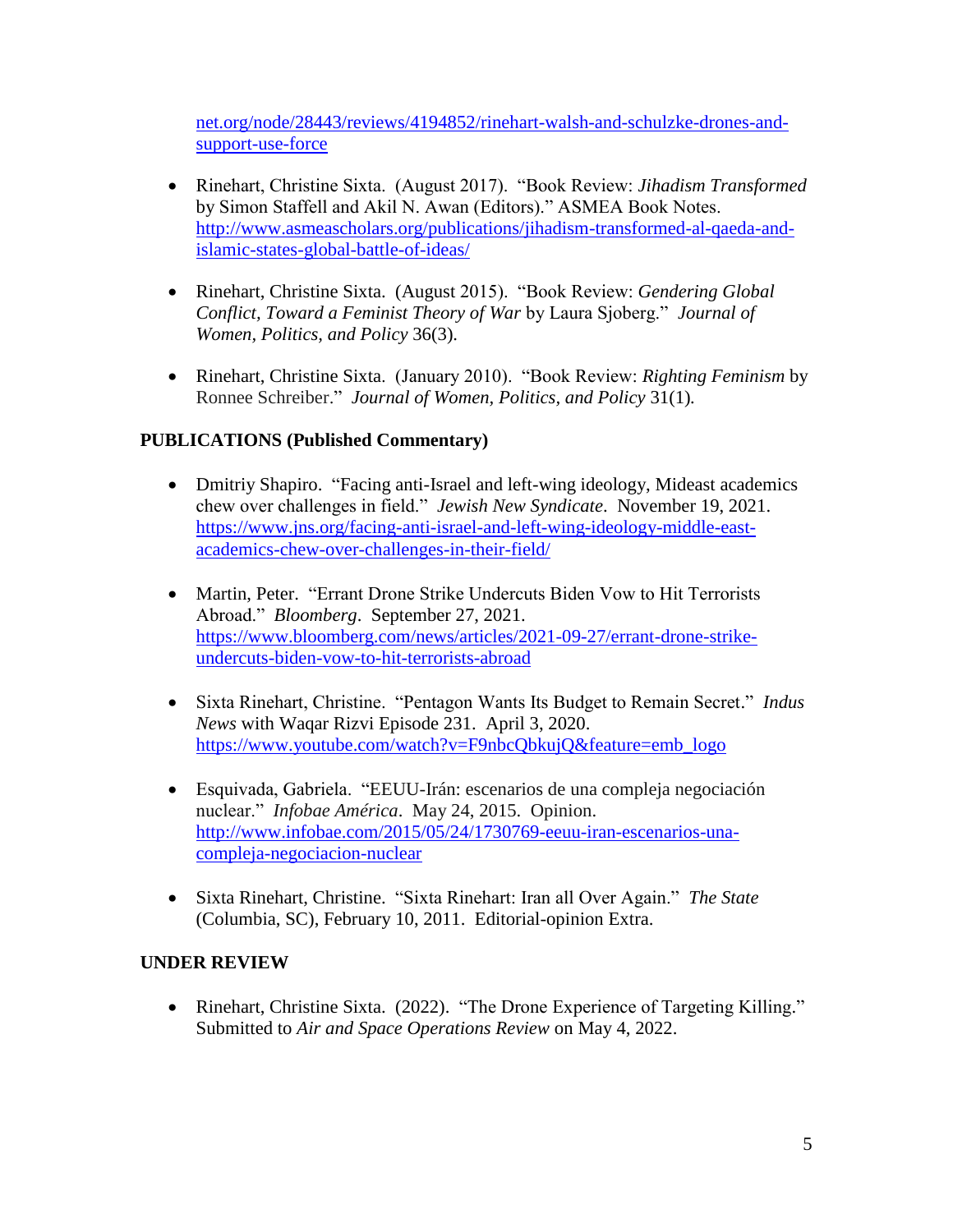net.org/node/28443/reviews/4194852/rinehart-walsh-and-schulzke-drones-and-support-use-force

- Rinehart, Christine Sixta. (August 2017). "Book Review: *Jihadism Transformed* by Simon Staffell and Akil N. Awan (Editors)." ASMEA Book Notes. http://www.asmeascholars.org/publications/jihadism-transformed-al-qaeda-and-islamic-states-global-battle-of-ideas/

- Rinehart, Christine Sixta. (August 2015). "Book Review: *Gendering Global Conflict, Toward a Feminist Theory of War* by Laura Sjoberg." *Journal of Women, Politics, and Policy* 36(3).

- Rinehart, Christine Sixta. (January 2010). "Book Review: *Righting Feminism* by Ronnee Schreiber." *Journal of Women, Politics, and Policy* 31(1).

## PUBLICATIONS (Published Commentary)

- Dmitriy Shapiro. "Facing anti-Israel and left-wing ideology, Mideast academics chew over challenges in field." *Jewish New Syndicate*. November 19, 2021. https://www.jns.org/facing-anti-israel-and-left-wing-ideology-middle-east-academics-chew-over-challenges-in-their-field/

- Martin, Peter. "Errant Drone Strike Undercuts Biden Vow to Hit Terrorists Abroad." *Bloomberg*. September 27, 2021. https://www.bloomberg.com/news/articles/2021-09-27/errant-drone-strike-undercuts-biden-vow-to-hit-terrorists-abroad

- Sixta Rinehart, Christine. "Pentagon Wants Its Budget to Remain Secret." *Indus News* with Waqar Rizvi Episode 231. April 3, 2020. https://www.youtube.com/watch?v=F9nbcQbkujQ&feature=emb_logo

- Esquivada, Gabriela. "EEUU-Irán: escenarios de una compleja negociación nuclear." *Infobae América*. May 24, 2015. Opinion. http://www.infobae.com/2015/05/24/1730769-eeuu-iran-escenarios-una-compleja-negociacion-nuclear

- Sixta Rinehart, Christine. "Sixta Rinehart: Iran all Over Again." *The State* (Columbia, SC), February 10, 2011. Editorial-opinion Extra.

## UNDER REVIEW

- Rinehart, Christine Sixta. (2022). "The Drone Experience of Targeting Killing." Submitted to *Air and Space Operations Review* on May 4, 2022.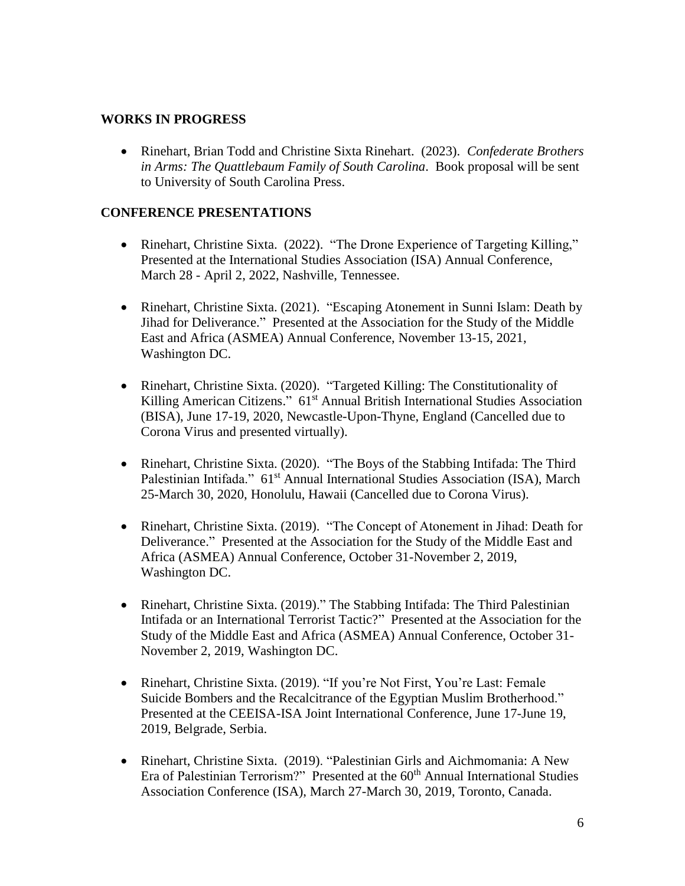## WORKS IN PROGRESS

- Rinehart, Brian Todd and Christine Sixta Rinehart. (2023). *Confederate Brothers in Arms: The Quattlebaum Family of South Carolina*. Book proposal will be sent to University of South Carolina Press.

## CONFERENCE PRESENTATIONS

- Rinehart, Christine Sixta. (2022). "The Drone Experience of Targeting Killing," Presented at the International Studies Association (ISA) Annual Conference, March 28 - April 2, 2022, Nashville, Tennessee.

- Rinehart, Christine Sixta. (2021). "Escaping Atonement in Sunni Islam: Death by Jihad for Deliverance." Presented at the Association for the Study of the Middle East and Africa (ASMEA) Annual Conference, November 13-15, 2021, Washington DC.

- Rinehart, Christine Sixta. (2020). "Targeted Killing: The Constitutionality of Killing American Citizens." 61st Annual British International Studies Association (BISA), June 17-19, 2020, Newcastle-Upon-Thyne, England (Cancelled due to Corona Virus and presented virtually).

- Rinehart, Christine Sixta. (2020). "The Boys of the Stabbing Intifada: The Third Palestinian Intifada." 61st Annual International Studies Association (ISA), March 25-March 30, 2020, Honolulu, Hawaii (Cancelled due to Corona Virus).

- Rinehart, Christine Sixta. (2019). "The Concept of Atonement in Jihad: Death for Deliverance." Presented at the Association for the Study of the Middle East and Africa (ASMEA) Annual Conference, October 31-November 2, 2019, Washington DC.

- Rinehart, Christine Sixta. (2019)." The Stabbing Intifada: The Third Palestinian Intifada or an International Terrorist Tactic?" Presented at the Association for the Study of the Middle East and Africa (ASMEA) Annual Conference, October 31-November 2, 2019, Washington DC.

- Rinehart, Christine Sixta. (2019). "If you're Not First, You're Last: Female Suicide Bombers and the Recalcitrance of the Egyptian Muslim Brotherhood." Presented at the CEEISA-ISA Joint International Conference, June 17-June 19, 2019, Belgrade, Serbia.

- Rinehart, Christine Sixta. (2019). "Palestinian Girls and Aichmomania: A New Era of Palestinian Terrorism?" Presented at the 60th Annual International Studies Association Conference (ISA), March 27-March 30, 2019, Toronto, Canada.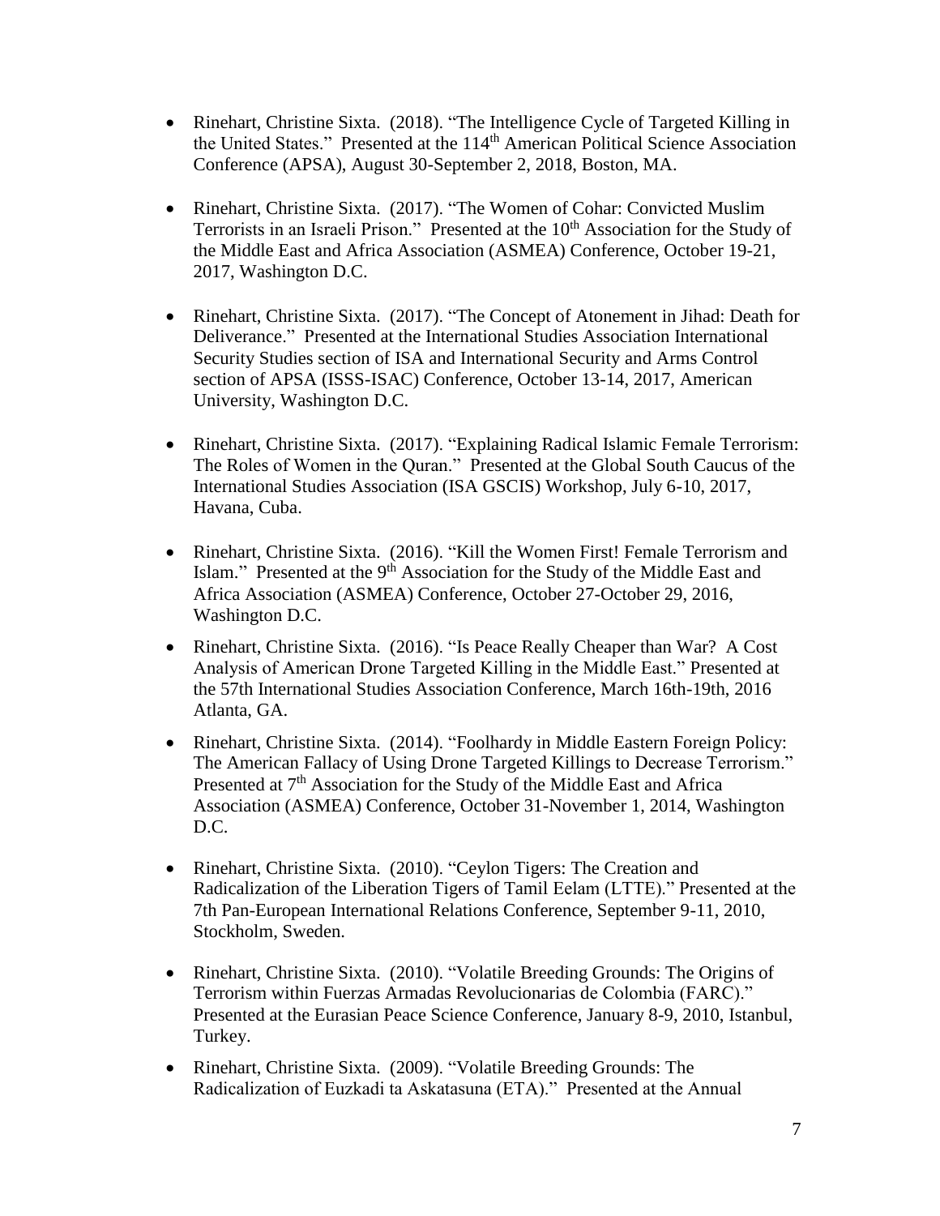- Rinehart, Christine Sixta. (2018). "The Intelligence Cycle of Targeted Killing in the United States." Presented at the 114th American Political Science Association Conference (APSA), August 30-September 2, 2018, Boston, MA.

- Rinehart, Christine Sixta. (2017). "The Women of Cohar: Convicted Muslim Terrorists in an Israeli Prison." Presented at the 10th Association for the Study of the Middle East and Africa Association (ASMEA) Conference, October 19-21, 2017, Washington D.C.

- Rinehart, Christine Sixta. (2017). "The Concept of Atonement in Jihad: Death for Deliverance." Presented at the International Studies Association International Security Studies section of ISA and International Security and Arms Control section of APSA (ISSS-ISAC) Conference, October 13-14, 2017, American University, Washington D.C.

- Rinehart, Christine Sixta. (2017). "Explaining Radical Islamic Female Terrorism: The Roles of Women in the Quran." Presented at the Global South Caucus of the International Studies Association (ISA GSCIS) Workshop, July 6-10, 2017, Havana, Cuba.

- Rinehart, Christine Sixta. (2016). "Kill the Women First! Female Terrorism and Islam." Presented at the 9th Association for the Study of the Middle East and Africa Association (ASMEA) Conference, October 27-October 29, 2016, Washington D.C.

- Rinehart, Christine Sixta. (2016). "Is Peace Really Cheaper than War? A Cost Analysis of American Drone Targeted Killing in the Middle East." Presented at the 57th International Studies Association Conference, March 16th-19th, 2016 Atlanta, GA.

- Rinehart, Christine Sixta. (2014). "Foolhardy in Middle Eastern Foreign Policy: The American Fallacy of Using Drone Targeted Killings to Decrease Terrorism." Presented at 7th Association for the Study of the Middle East and Africa Association (ASMEA) Conference, October 31-November 1, 2014, Washington D.C.

- Rinehart, Christine Sixta. (2010). "Ceylon Tigers: The Creation and Radicalization of the Liberation Tigers of Tamil Eelam (LTTE)." Presented at the 7th Pan-European International Relations Conference, September 9-11, 2010, Stockholm, Sweden.

- Rinehart, Christine Sixta. (2010). "Volatile Breeding Grounds: The Origins of Terrorism within Fuerzas Armadas Revolucionarias de Colombia (FARC)." Presented at the Eurasian Peace Science Conference, January 8-9, 2010, Istanbul, Turkey.

- Rinehart, Christine Sixta. (2009). "Volatile Breeding Grounds: The Radicalization of Euzkadi ta Askatasuna (ETA)." Presented at the Annual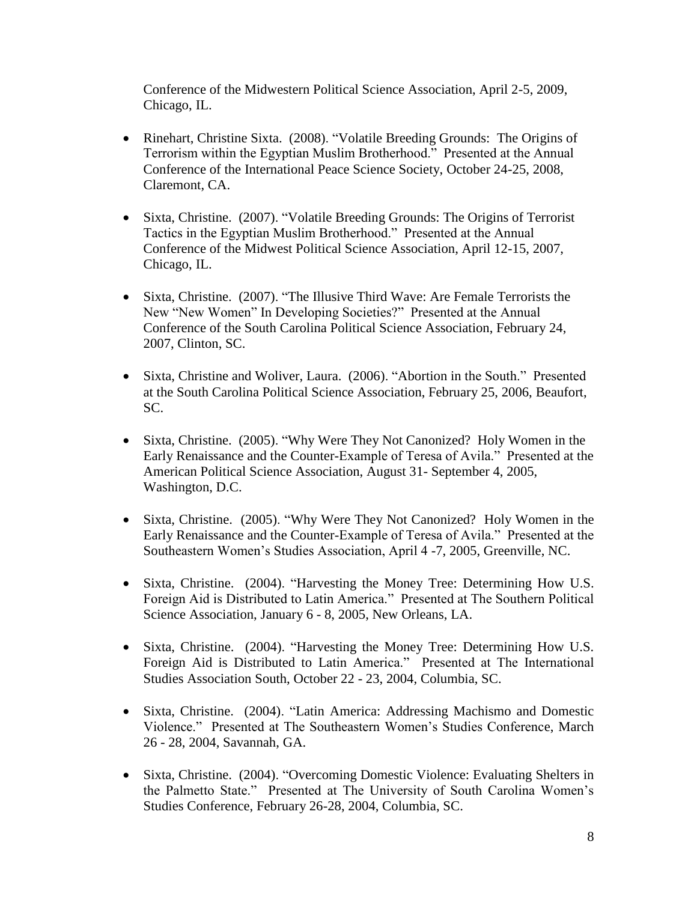Conference of the Midwestern Political Science Association, April 2-5, 2009, Chicago, IL.

- Rinehart, Christine Sixta. (2008). "Volatile Breeding Grounds: The Origins of Terrorism within the Egyptian Muslim Brotherhood." Presented at the Annual Conference of the International Peace Science Society, October 24-25, 2008, Claremont, CA.

- Sixta, Christine. (2007). "Volatile Breeding Grounds: The Origins of Terrorist Tactics in the Egyptian Muslim Brotherhood." Presented at the Annual Conference of the Midwest Political Science Association, April 12-15, 2007, Chicago, IL.

- Sixta, Christine. (2007). "The Illusive Third Wave: Are Female Terrorists the New "New Women" In Developing Societies?" Presented at the Annual Conference of the South Carolina Political Science Association, February 24, 2007, Clinton, SC.

- Sixta, Christine and Woliver, Laura. (2006). "Abortion in the South." Presented at the South Carolina Political Science Association, February 25, 2006, Beaufort, SC.

- Sixta, Christine. (2005). "Why Were They Not Canonized? Holy Women in the Early Renaissance and the Counter-Example of Teresa of Avila." Presented at the American Political Science Association, August 31- September 4, 2005, Washington, D.C.

- Sixta, Christine. (2005). "Why Were They Not Canonized? Holy Women in the Early Renaissance and the Counter-Example of Teresa of Avila." Presented at the Southeastern Women's Studies Association, April 4 -7, 2005, Greenville, NC.

- Sixta, Christine. (2004). "Harvesting the Money Tree: Determining How U.S. Foreign Aid is Distributed to Latin America." Presented at The Southern Political Science Association, January 6 - 8, 2005, New Orleans, LA.

- Sixta, Christine. (2004). "Harvesting the Money Tree: Determining How U.S. Foreign Aid is Distributed to Latin America." Presented at The International Studies Association South, October 22 - 23, 2004, Columbia, SC.

- Sixta, Christine. (2004). "Latin America: Addressing Machismo and Domestic Violence." Presented at The Southeastern Women's Studies Conference, March 26 - 28, 2004, Savannah, GA.

- Sixta, Christine. (2004). "Overcoming Domestic Violence: Evaluating Shelters in the Palmetto State." Presented at The University of South Carolina Women's Studies Conference, February 26-28, 2004, Columbia, SC.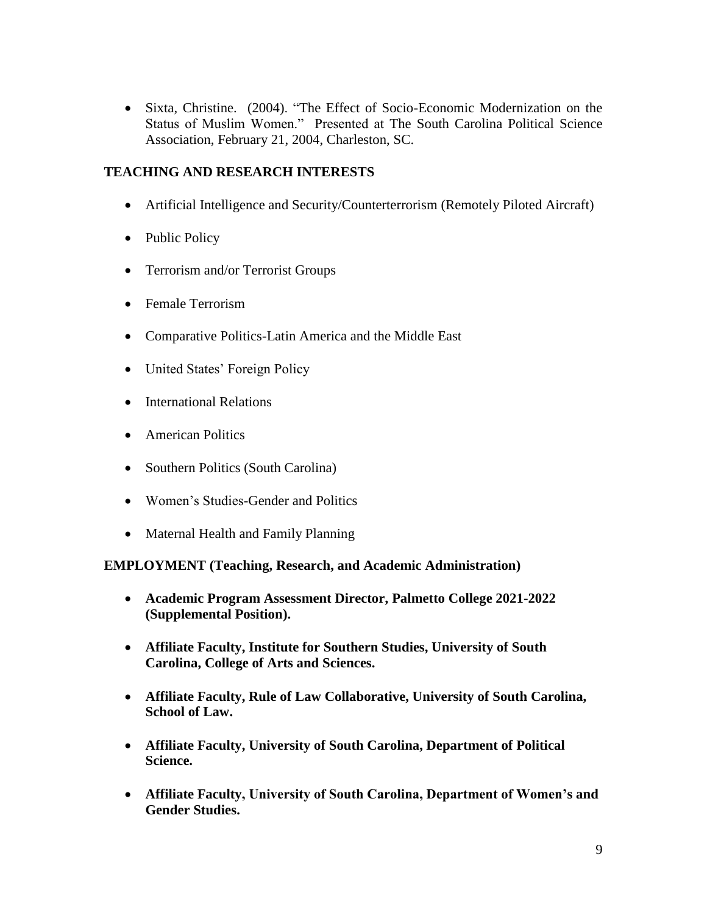- Sixta, Christine. (2004). "The Effect of Socio-Economic Modernization on the Status of Muslim Women." Presented at The South Carolina Political Science Association, February 21, 2004, Charleston, SC.

## TEACHING AND RESEARCH INTERESTS

- Artificial Intelligence and Security/Counterterrorism (Remotely Piloted Aircraft)
- Public Policy
- Terrorism and/or Terrorist Groups
- Female Terrorism
- Comparative Politics-Latin America and the Middle East
- United States' Foreign Policy
- International Relations
- American Politics
- Southern Politics (South Carolina)
- Women's Studies-Gender and Politics
- Maternal Health and Family Planning

## EMPLOYMENT (Teaching, Research, and Academic Administration)

- **Academic Program Assessment Director, Palmetto College 2021-2022 (Supplemental Position).**
- **Affiliate Faculty, Institute for Southern Studies, University of South Carolina, College of Arts and Sciences.**
- **Affiliate Faculty, Rule of Law Collaborative, University of South Carolina, School of Law.**
- **Affiliate Faculty, University of South Carolina, Department of Political Science.**
- **Affiliate Faculty, University of South Carolina, Department of Women's and Gender Studies.**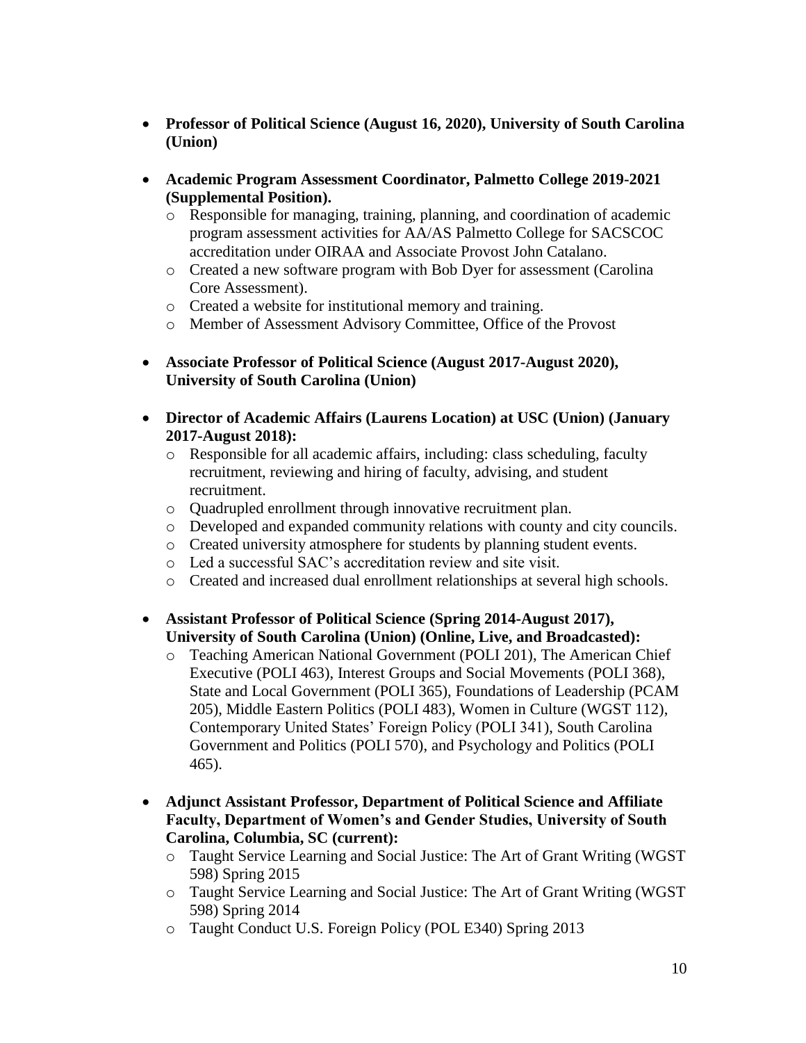- **Professor of Political Science (August 16, 2020), University of South Carolina (Union)**

- **Academic Program Assessment Coordinator, Palmetto College 2019-2021 (Supplemental Position).**
  - Responsible for managing, training, planning, and coordination of academic program assessment activities for AA/AS Palmetto College for SACSCOC accreditation under OIRAA and Associate Provost John Catalano.
  - Created a new software program with Bob Dyer for assessment (Carolina Core Assessment).
  - Created a website for institutional memory and training.
  - Member of Assessment Advisory Committee, Office of the Provost

- **Associate Professor of Political Science (August 2017-August 2020), University of South Carolina (Union)**

- **Director of Academic Affairs (Laurens Location) at USC (Union) (January 2017-August 2018):**
  - Responsible for all academic affairs, including: class scheduling, faculty recruitment, reviewing and hiring of faculty, advising, and student recruitment.
  - Quadrupled enrollment through innovative recruitment plan.
  - Developed and expanded community relations with county and city councils.
  - Created university atmosphere for students by planning student events.
  - Led a successful SAC's accreditation review and site visit.
  - Created and increased dual enrollment relationships at several high schools.

- **Assistant Professor of Political Science (Spring 2014-August 2017), University of South Carolina (Union) (Online, Live, and Broadcasted):**
  - Teaching American National Government (POLI 201), The American Chief Executive (POLI 463), Interest Groups and Social Movements (POLI 368), State and Local Government (POLI 365), Foundations of Leadership (PCAM 205), Middle Eastern Politics (POLI 483), Women in Culture (WGST 112), Contemporary United States' Foreign Policy (POLI 341), South Carolina Government and Politics (POLI 570), and Psychology and Politics (POLI 465).

- **Adjunct Assistant Professor, Department of Political Science and Affiliate Faculty, Department of Women's and Gender Studies, University of South Carolina, Columbia, SC (current):**
  - Taught Service Learning and Social Justice: The Art of Grant Writing (WGST 598) Spring 2015
  - Taught Service Learning and Social Justice: The Art of Grant Writing (WGST 598) Spring 2014
  - Taught Conduct U.S. Foreign Policy (POL E340) Spring 2013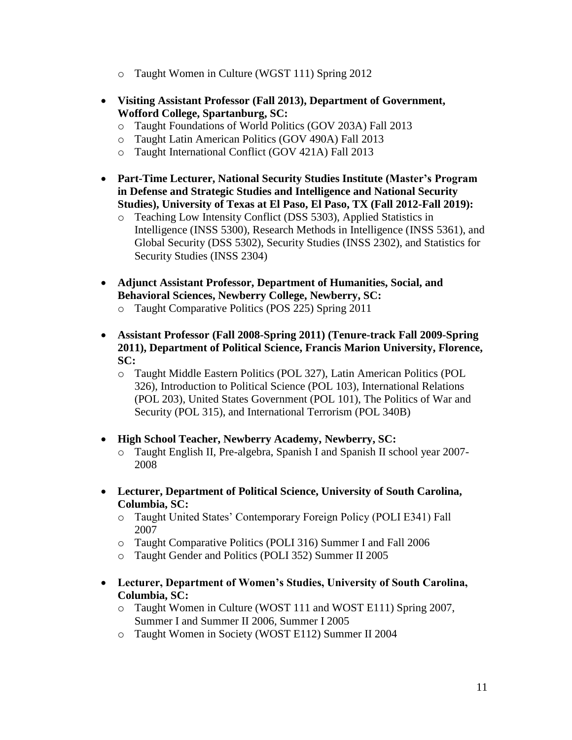- Taught Women in Culture (WGST 111) Spring 2012

- **Visiting Assistant Professor (Fall 2013), Department of Government, Wofford College, Spartanburg, SC:**
  - Taught Foundations of World Politics (GOV 203A) Fall 2013
  - Taught Latin American Politics (GOV 490A) Fall 2013
  - Taught International Conflict (GOV 421A) Fall 2013

- **Part-Time Lecturer, National Security Studies Institute (Master's Program in Defense and Strategic Studies and Intelligence and National Security Studies), University of Texas at El Paso, El Paso, TX (Fall 2012-Fall 2019):**
  - Teaching Low Intensity Conflict (DSS 5303), Applied Statistics in Intelligence (INSS 5300), Research Methods in Intelligence (INSS 5361), and Global Security (DSS 5302), Security Studies (INSS 2302), and Statistics for Security Studies (INSS 2304)

- **Adjunct Assistant Professor, Department of Humanities, Social, and Behavioral Sciences, Newberry College, Newberry, SC:**
  - Taught Comparative Politics (POS 225) Spring 2011

- **Assistant Professor (Fall 2008-Spring 2011) (Tenure-track Fall 2009-Spring 2011), Department of Political Science, Francis Marion University, Florence, SC:**
  - Taught Middle Eastern Politics (POL 327), Latin American Politics (POL 326), Introduction to Political Science (POL 103), International Relations (POL 203), United States Government (POL 101), The Politics of War and Security (POL 315), and International Terrorism (POL 340B)

- **High School Teacher, Newberry Academy, Newberry, SC:**
  - Taught English II, Pre-algebra, Spanish I and Spanish II school year 2007-2008

- **Lecturer, Department of Political Science, University of South Carolina, Columbia, SC:**
  - Taught United States' Contemporary Foreign Policy (POLI E341) Fall 2007
  - Taught Comparative Politics (POLI 316) Summer I and Fall 2006
  - Taught Gender and Politics (POLI 352) Summer II 2005

- **Lecturer, Department of Women's Studies, University of South Carolina, Columbia, SC:**
  - Taught Women in Culture (WOST 111 and WOST E111) Spring 2007, Summer I and Summer II 2006, Summer I 2005
  - Taught Women in Society (WOST E112) Summer II 2004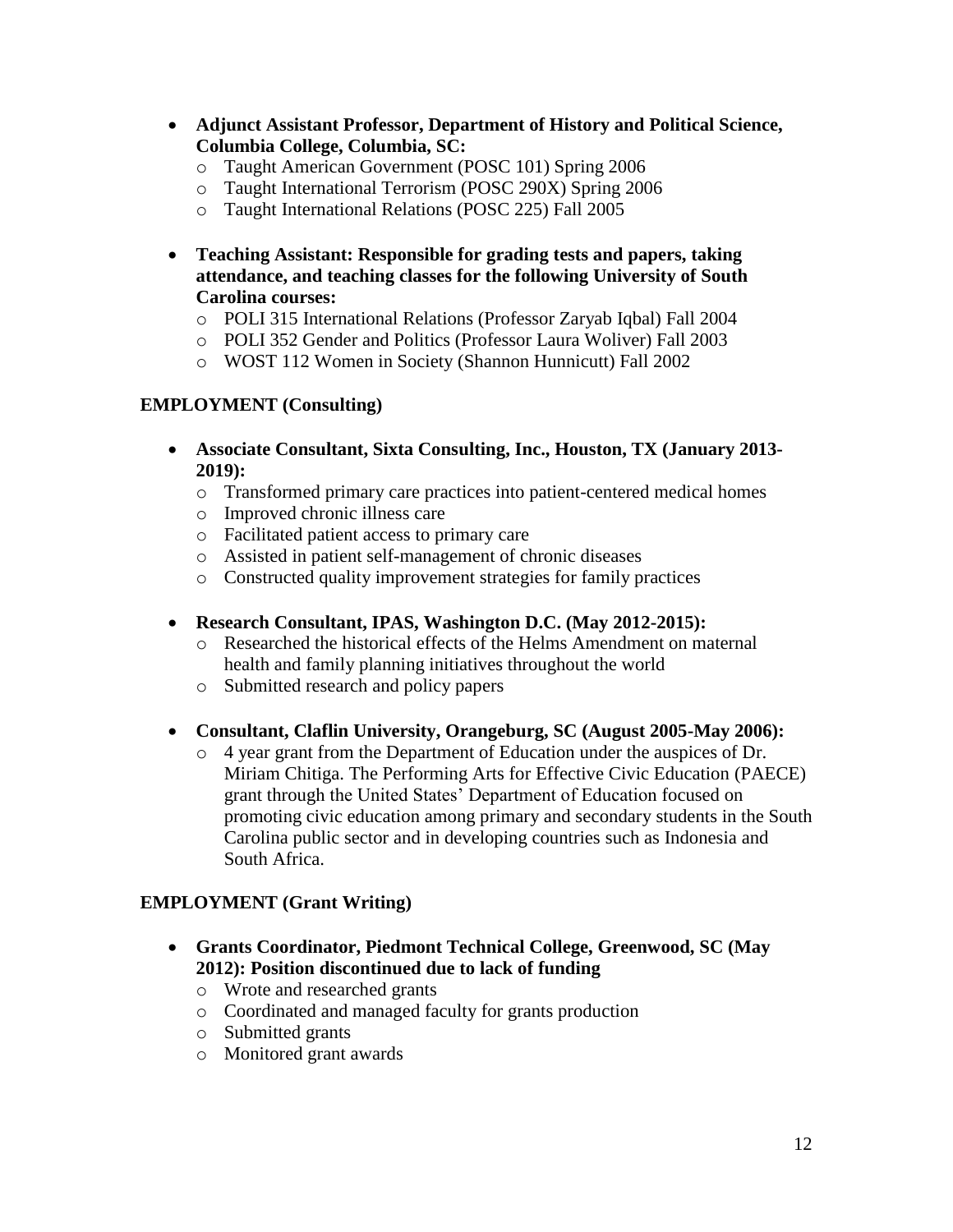- **Adjunct Assistant Professor, Department of History and Political Science, Columbia College, Columbia, SC:**
  - Taught American Government (POSC 101) Spring 2006
  - Taught International Terrorism (POSC 290X) Spring 2006
  - Taught International Relations (POSC 225) Fall 2005

- **Teaching Assistant: Responsible for grading tests and papers, taking attendance, and teaching classes for the following University of South Carolina courses:**
  - POLI 315 International Relations (Professor Zaryab Iqbal) Fall 2004
  - POLI 352 Gender and Politics (Professor Laura Woliver) Fall 2003
  - WOST 112 Women in Society (Shannon Hunnicutt) Fall 2002

## EMPLOYMENT (Consulting)

- **Associate Consultant, Sixta Consulting, Inc., Houston, TX (January 2013-2019):**
  - Transformed primary care practices into patient-centered medical homes
  - Improved chronic illness care
  - Facilitated patient access to primary care
  - Assisted in patient self-management of chronic diseases
  - Constructed quality improvement strategies for family practices

- **Research Consultant, IPAS, Washington D.C. (May 2012-2015):**
  - Researched the historical effects of the Helms Amendment on maternal health and family planning initiatives throughout the world
  - Submitted research and policy papers

- **Consultant, Claflin University, Orangeburg, SC (August 2005-May 2006):**
  - 4 year grant from the Department of Education under the auspices of Dr. Miriam Chitiga. The Performing Arts for Effective Civic Education (PAECE) grant through the United States' Department of Education focused on promoting civic education among primary and secondary students in the South Carolina public sector and in developing countries such as Indonesia and South Africa.

## EMPLOYMENT (Grant Writing)

- **Grants Coordinator, Piedmont Technical College, Greenwood, SC (May 2012): Position discontinued due to lack of funding**
  - Wrote and researched grants
  - Coordinated and managed faculty for grants production
  - Submitted grants
  - Monitored grant awards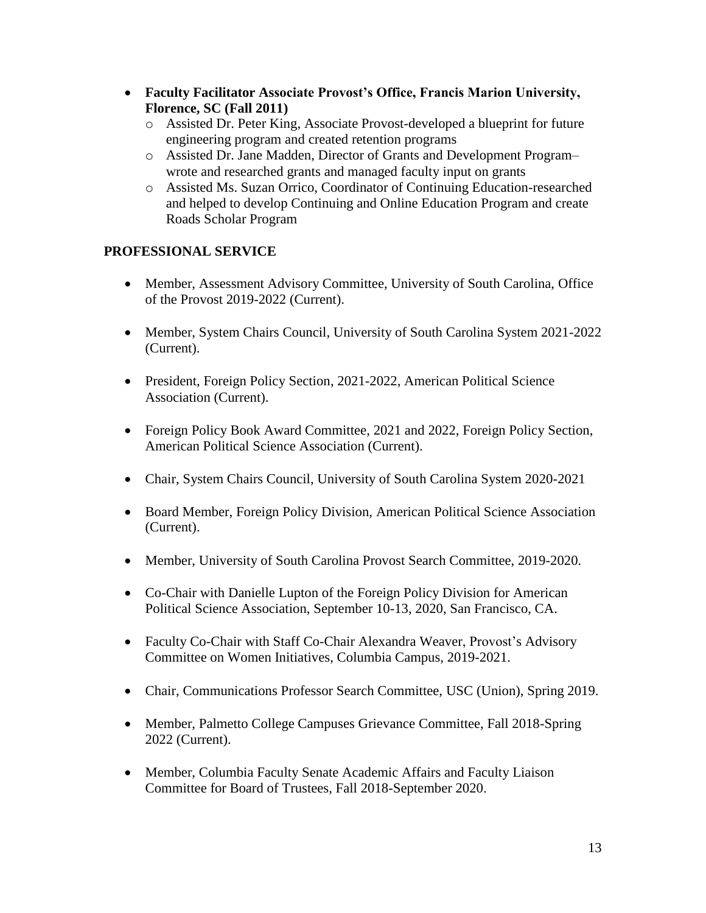- **Faculty Facilitator Associate Provost's Office, Francis Marion University, Florence, SC (Fall 2011)**
  - Assisted Dr. Peter King, Associate Provost-developed a blueprint for future engineering program and created retention programs
  - Assisted Dr. Jane Madden, Director of Grants and Development Program– wrote and researched grants and managed faculty input on grants
  - Assisted Ms. Suzan Orrico, Coordinator of Continuing Education-researched and helped to develop Continuing and Online Education Program and create Roads Scholar Program

## PROFESSIONAL SERVICE

- Member, Assessment Advisory Committee, University of South Carolina, Office of the Provost 2019-2022 (Current).

- Member, System Chairs Council, University of South Carolina System 2021-2022 (Current).

- President, Foreign Policy Section, 2021-2022, American Political Science Association (Current).

- Foreign Policy Book Award Committee, 2021 and 2022, Foreign Policy Section, American Political Science Association (Current).

- Chair, System Chairs Council, University of South Carolina System 2020-2021

- Board Member, Foreign Policy Division, American Political Science Association (Current).

- Member, University of South Carolina Provost Search Committee, 2019-2020.

- Co-Chair with Danielle Lupton of the Foreign Policy Division for American Political Science Association, September 10-13, 2020, San Francisco, CA.

- Faculty Co-Chair with Staff Co-Chair Alexandra Weaver, Provost's Advisory Committee on Women Initiatives, Columbia Campus, 2019-2021.

- Chair, Communications Professor Search Committee, USC (Union), Spring 2019.

- Member, Palmetto College Campuses Grievance Committee, Fall 2018-Spring 2022 (Current).

- Member, Columbia Faculty Senate Academic Affairs and Faculty Liaison Committee for Board of Trustees, Fall 2018-September 2020.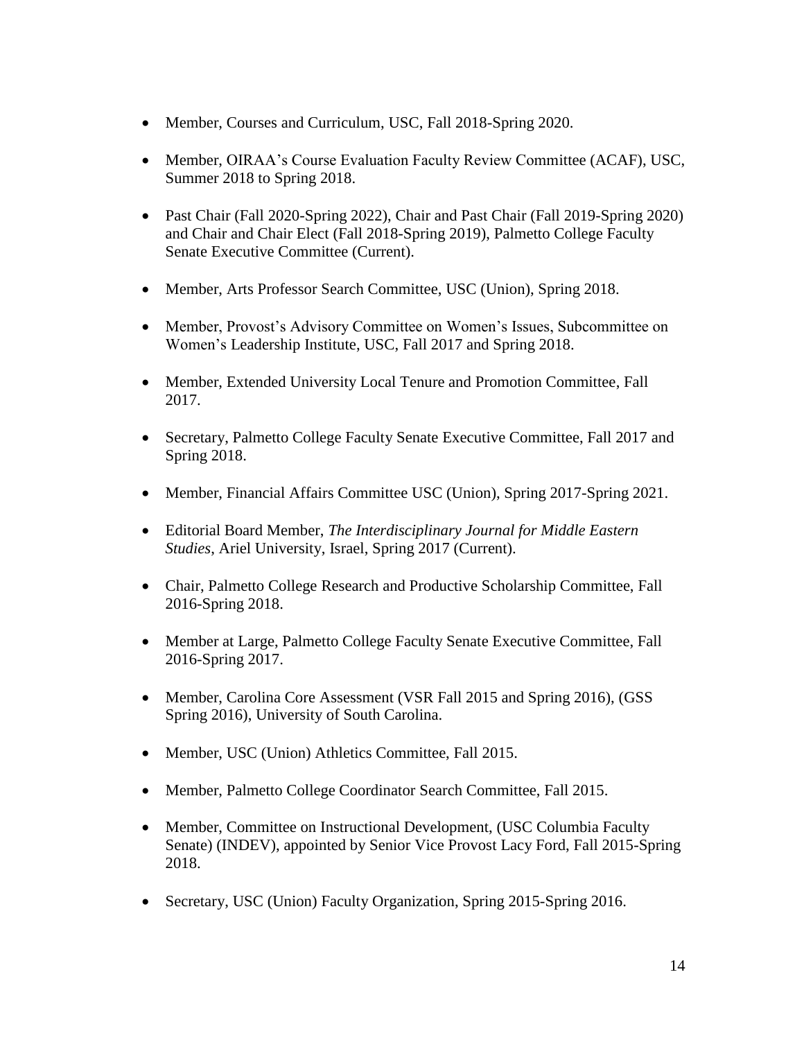- Member, Courses and Curriculum, USC, Fall 2018-Spring 2020.

- Member, OIRAA's Course Evaluation Faculty Review Committee (ACAF), USC, Summer 2018 to Spring 2018.

- Past Chair (Fall 2020-Spring 2022), Chair and Past Chair (Fall 2019-Spring 2020) and Chair and Chair Elect (Fall 2018-Spring 2019), Palmetto College Faculty Senate Executive Committee (Current).

- Member, Arts Professor Search Committee, USC (Union), Spring 2018.

- Member, Provost's Advisory Committee on Women's Issues, Subcommittee on Women's Leadership Institute, USC, Fall 2017 and Spring 2018.

- Member, Extended University Local Tenure and Promotion Committee, Fall 2017.

- Secretary, Palmetto College Faculty Senate Executive Committee, Fall 2017 and Spring 2018.

- Member, Financial Affairs Committee USC (Union), Spring 2017-Spring 2021.

- Editorial Board Member, *The Interdisciplinary Journal for Middle Eastern Studies*, Ariel University, Israel, Spring 2017 (Current).

- Chair, Palmetto College Research and Productive Scholarship Committee, Fall 2016-Spring 2018.

- Member at Large, Palmetto College Faculty Senate Executive Committee, Fall 2016-Spring 2017.

- Member, Carolina Core Assessment (VSR Fall 2015 and Spring 2016), (GSS Spring 2016), University of South Carolina.

- Member, USC (Union) Athletics Committee, Fall 2015.

- Member, Palmetto College Coordinator Search Committee, Fall 2015.

- Member, Committee on Instructional Development, (USC Columbia Faculty Senate) (INDEV), appointed by Senior Vice Provost Lacy Ford, Fall 2015-Spring 2018.

- Secretary, USC (Union) Faculty Organization, Spring 2015-Spring 2016.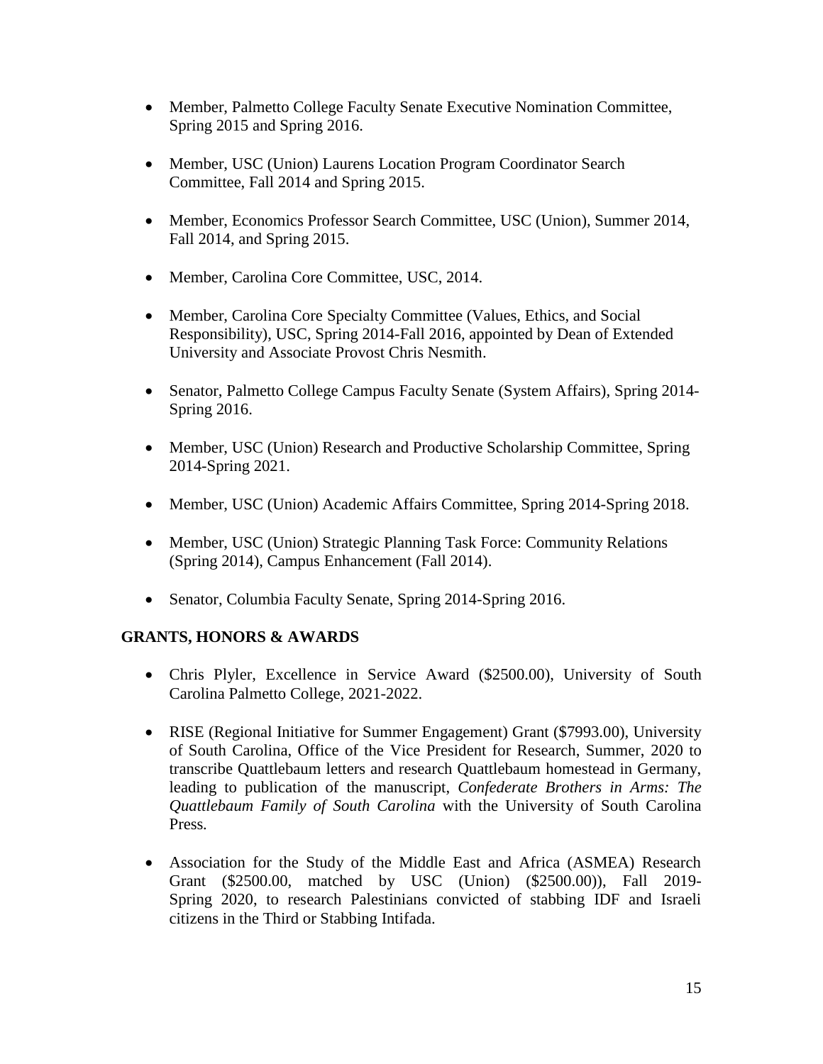- Member, Palmetto College Faculty Senate Executive Nomination Committee, Spring 2015 and Spring 2016.

- Member, USC (Union) Laurens Location Program Coordinator Search Committee, Fall 2014 and Spring 2015.

- Member, Economics Professor Search Committee, USC (Union), Summer 2014, Fall 2014, and Spring 2015.

- Member, Carolina Core Committee, USC, 2014.

- Member, Carolina Core Specialty Committee (Values, Ethics, and Social Responsibility), USC, Spring 2014-Fall 2016, appointed by Dean of Extended University and Associate Provost Chris Nesmith.

- Senator, Palmetto College Campus Faculty Senate (System Affairs), Spring 2014-Spring 2016.

- Member, USC (Union) Research and Productive Scholarship Committee, Spring 2014-Spring 2021.

- Member, USC (Union) Academic Affairs Committee, Spring 2014-Spring 2018.

- Member, USC (Union) Strategic Planning Task Force: Community Relations (Spring 2014), Campus Enhancement (Fall 2014).

- Senator, Columbia Faculty Senate, Spring 2014-Spring 2016.

## GRANTS, HONORS & AWARDS

- Chris Plyler, Excellence in Service Award ($2500.00), University of South Carolina Palmetto College, 2021-2022.

- RISE (Regional Initiative for Summer Engagement) Grant ($7993.00), University of South Carolina, Office of the Vice President for Research, Summer, 2020 to transcribe Quattlebaum letters and research Quattlebaum homestead in Germany, leading to publication of the manuscript, *Confederate Brothers in Arms: The Quattlebaum Family of South Carolina* with the University of South Carolina Press.

- Association for the Study of the Middle East and Africa (ASMEA) Research Grant ($2500.00, matched by USC (Union) ($2500.00)), Fall 2019-Spring 2020, to research Palestinians convicted of stabbing IDF and Israeli citizens in the Third or Stabbing Intifada.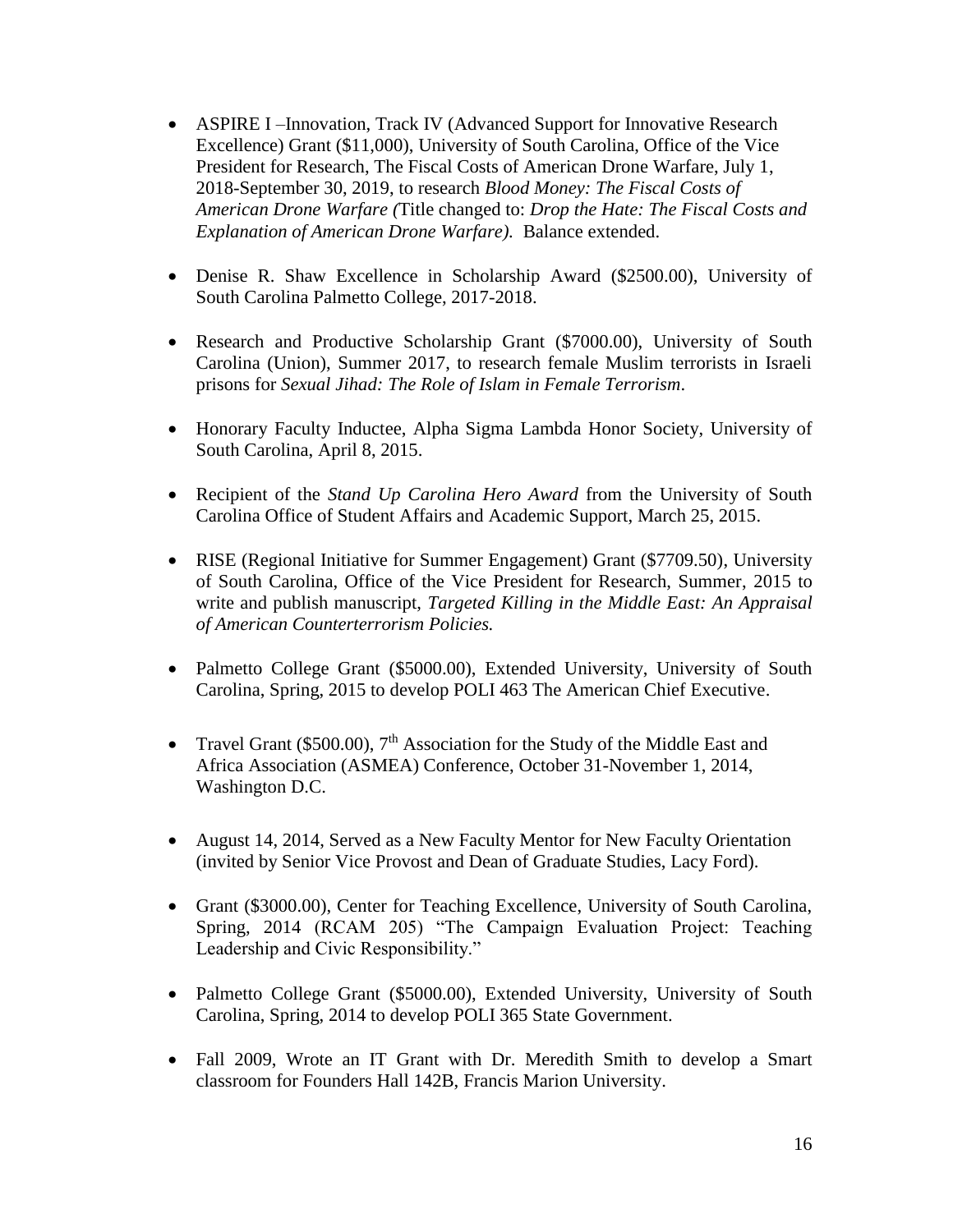- ASPIRE I –Innovation, Track IV (Advanced Support for Innovative Research Excellence) Grant ($11,000), University of South Carolina, Office of the Vice President for Research, The Fiscal Costs of American Drone Warfare, July 1, 2018-September 30, 2019, to research *Blood Money: The Fiscal Costs of American Drone Warfare (*Title changed to: *Drop the Hate: The Fiscal Costs and Explanation of American Drone Warfare).* Balance extended.

- Denise R. Shaw Excellence in Scholarship Award ($2500.00), University of South Carolina Palmetto College, 2017-2018.

- Research and Productive Scholarship Grant ($7000.00), University of South Carolina (Union), Summer 2017, to research female Muslim terrorists in Israeli prisons for *Sexual Jihad: The Role of Islam in Female Terrorism*.

- Honorary Faculty Inductee, Alpha Sigma Lambda Honor Society, University of South Carolina, April 8, 2015.

- Recipient of the *Stand Up Carolina Hero Award* from the University of South Carolina Office of Student Affairs and Academic Support, March 25, 2015.

- RISE (Regional Initiative for Summer Engagement) Grant ($7709.50), University of South Carolina, Office of the Vice President for Research, Summer, 2015 to write and publish manuscript, *Targeted Killing in the Middle East: An Appraisal of American Counterterrorism Policies.*

- Palmetto College Grant ($5000.00), Extended University, University of South Carolina, Spring, 2015 to develop POLI 463 The American Chief Executive.

- Travel Grant ($500.00), 7th Association for the Study of the Middle East and Africa Association (ASMEA) Conference, October 31-November 1, 2014, Washington D.C.

- August 14, 2014, Served as a New Faculty Mentor for New Faculty Orientation (invited by Senior Vice Provost and Dean of Graduate Studies, Lacy Ford).

- Grant ($3000.00), Center for Teaching Excellence, University of South Carolina, Spring, 2014 (RCAM 205) "The Campaign Evaluation Project: Teaching Leadership and Civic Responsibility."

- Palmetto College Grant ($5000.00), Extended University, University of South Carolina, Spring, 2014 to develop POLI 365 State Government.

- Fall 2009, Wrote an IT Grant with Dr. Meredith Smith to develop a Smart classroom for Founders Hall 142B, Francis Marion University.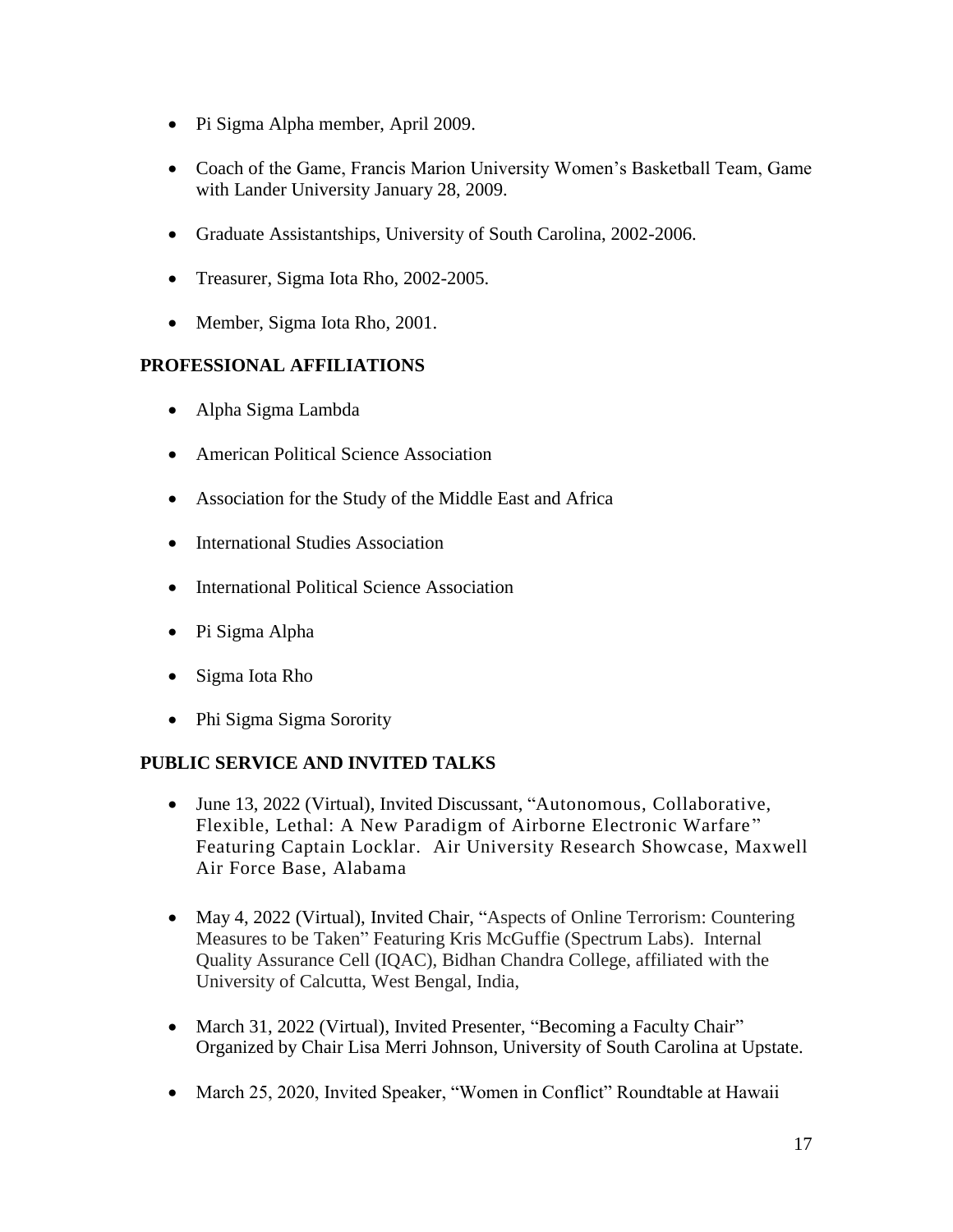- Pi Sigma Alpha member, April 2009.

- Coach of the Game, Francis Marion University Women's Basketball Team, Game with Lander University January 28, 2009.

- Graduate Assistantships, University of South Carolina, 2002-2006.

- Treasurer, Sigma Iota Rho, 2002-2005.

- Member, Sigma Iota Rho, 2001.

## PROFESSIONAL AFFILIATIONS

- Alpha Sigma Lambda

- American Political Science Association

- Association for the Study of the Middle East and Africa

- International Studies Association

- International Political Science Association

- Pi Sigma Alpha

- Sigma Iota Rho

- Phi Sigma Sigma Sorority

## PUBLIC SERVICE AND INVITED TALKS

- June 13, 2022 (Virtual), Invited Discussant, "Autonomous, Collaborative, Flexible, Lethal: A New Paradigm of Airborne Electronic Warfare" Featuring Captain Locklar. Air University Research Showcase, Maxwell Air Force Base, Alabama

- May 4, 2022 (Virtual), Invited Chair, "Aspects of Online Terrorism: Countering Measures to be Taken" Featuring Kris McGuffie (Spectrum Labs). Internal Quality Assurance Cell (IQAC), Bidhan Chandra College, affiliated with the University of Calcutta, West Bengal, India,

- March 31, 2022 (Virtual), Invited Presenter, "Becoming a Faculty Chair" Organized by Chair Lisa Merri Johnson, University of South Carolina at Upstate.

- March 25, 2020, Invited Speaker, "Women in Conflict" Roundtable at Hawaii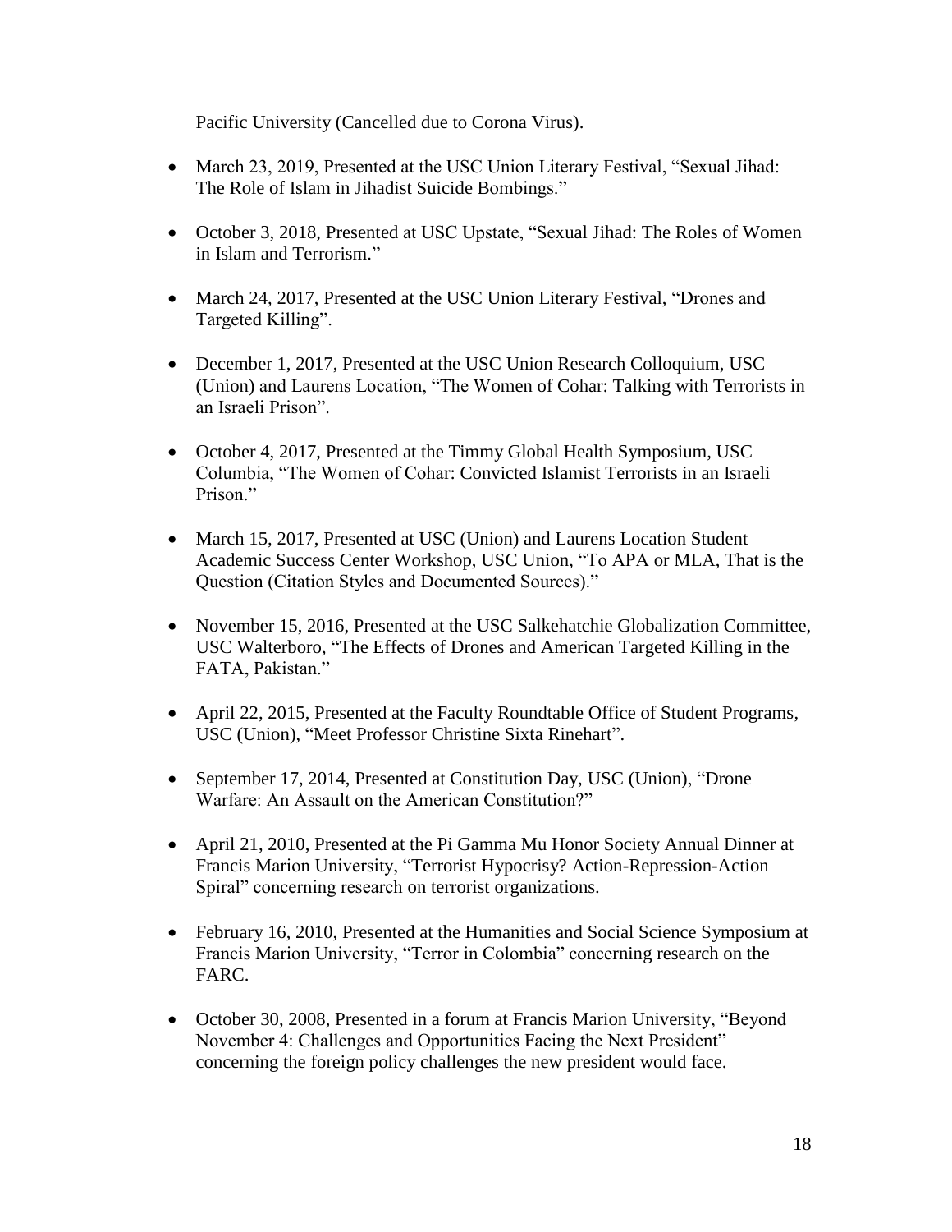Pacific University (Cancelled due to Corona Virus).

- March 23, 2019, Presented at the USC Union Literary Festival, "Sexual Jihad: The Role of Islam in Jihadist Suicide Bombings."
- October 3, 2018, Presented at USC Upstate, "Sexual Jihad: The Roles of Women in Islam and Terrorism."
- March 24, 2017, Presented at the USC Union Literary Festival, "Drones and Targeted Killing".
- December 1, 2017, Presented at the USC Union Research Colloquium, USC (Union) and Laurens Location, "The Women of Cohar: Talking with Terrorists in an Israeli Prison".
- October 4, 2017, Presented at the Timmy Global Health Symposium, USC Columbia, "The Women of Cohar: Convicted Islamist Terrorists in an Israeli Prison."
- March 15, 2017, Presented at USC (Union) and Laurens Location Student Academic Success Center Workshop, USC Union, "To APA or MLA, That is the Question (Citation Styles and Documented Sources)."
- November 15, 2016, Presented at the USC Salkehatchie Globalization Committee, USC Walterboro, "The Effects of Drones and American Targeted Killing in the FATA, Pakistan."
- April 22, 2015, Presented at the Faculty Roundtable Office of Student Programs, USC (Union), "Meet Professor Christine Sixta Rinehart".
- September 17, 2014, Presented at Constitution Day, USC (Union), "Drone Warfare: An Assault on the American Constitution?"
- April 21, 2010, Presented at the Pi Gamma Mu Honor Society Annual Dinner at Francis Marion University, "Terrorist Hypocrisy? Action-Repression-Action Spiral" concerning research on terrorist organizations.
- February 16, 2010, Presented at the Humanities and Social Science Symposium at Francis Marion University, "Terror in Colombia" concerning research on the FARC.
- October 30, 2008, Presented in a forum at Francis Marion University, "Beyond November 4: Challenges and Opportunities Facing the Next President" concerning the foreign policy challenges the new president would face.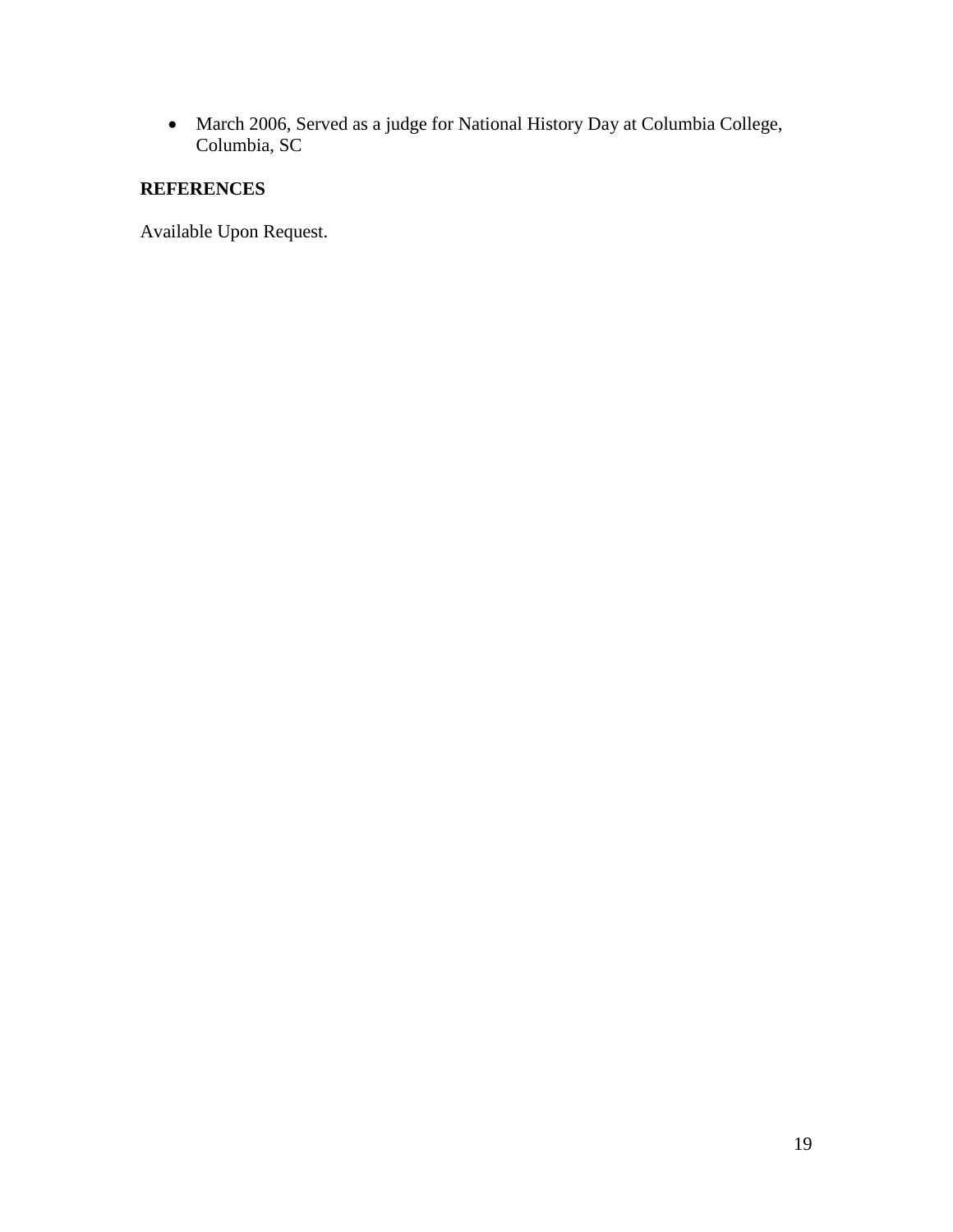- March 2006, Served as a judge for National History Day at Columbia College, Columbia, SC

## REFERENCES

Available Upon Request.